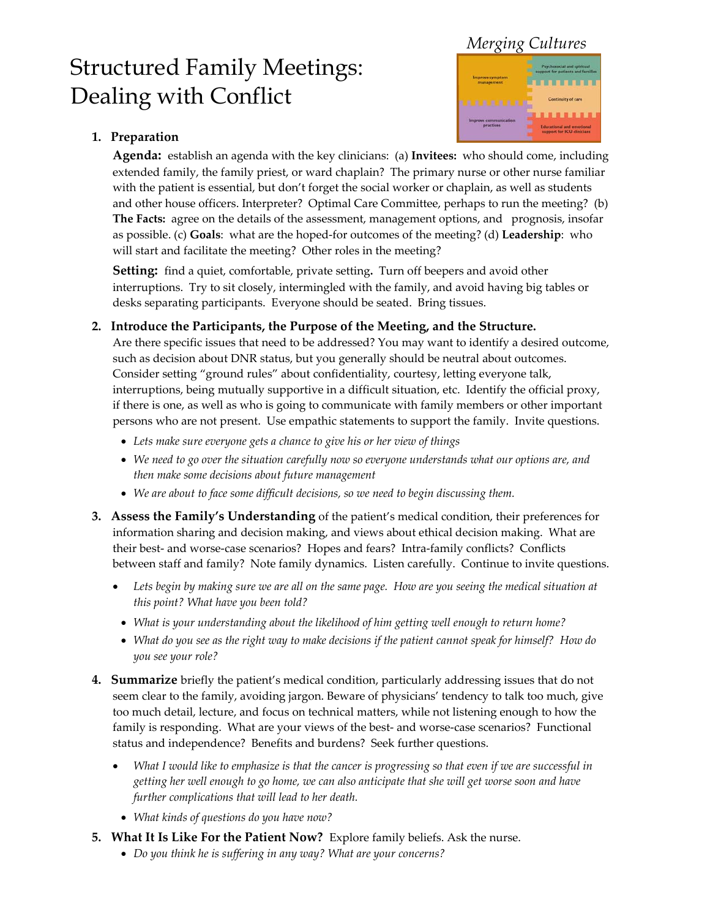*Merging Cultures*

# Structured Family Meetings: Dealing with Conflict

1. **Preparation**

   **Agenda:** establish an agenda with the key clinicians: (a) **Invitees:** who should come, including extended family, the family priest, or ward chaplain? The primary nurse or other nurse familiar with the patient is essential, but don't forget the social worker or chaplain, as well as students and other house officers. Interpreter? Optimal Care Committee, perhaps to run the meeting? (b) **The Facts:** agree on the details of the assessment, management options, and prognosis, insofar as possible. (c) **Goals**: what are the hoped-for outcomes of the meeting? (d) **Leadership**: who will start and facilitate the meeting? Other roles in the meeting?

   **Setting:** find a quiet, comfortable, private setting**.** Turn off beepers and avoid other interruptions. Try to sit closely, intermingled with the family, and avoid having big tables or desks separating participants. Everyone should be seated. Bring tissues.

2. **Introduce the Participants, the Purpose of the Meeting, and the Structure.** Are there specific issues that need to be addressed? You may want to identify a desired outcome, such as decision about DNR status, but you generally should be neutral about outcomes. Consider setting "ground rules" about confidentiality, courtesy, letting everyone talk, interruptions, being mutually supportive in a difficult situation, etc. Identify the official proxy, if there is one, as well as who is going to communicate with family members or other important persons who are not present. Use empathic statements to support the family. Invite questions.
   - *Lets make sure everyone gets a chance to give his or her view of things*
   - *We need to go over the situation carefully now so everyone understands what our options are, and then make some decisions about future management*
   - *We are about to face some difficult decisions, so we need to begin discussing them.*

3. **Assess the Family's Understanding** of the patient's medical condition, their preferences for information sharing and decision making, and views about ethical decision making. What are their best- and worse-case scenarios? Hopes and fears? Intra-family conflicts? Conflicts between staff and family? Note family dynamics. Listen carefully. Continue to invite questions.
   - *Lets begin by making sure we are all on the same page. How are you seeing the medical situation at this point? What have you been told?*
   - *What is your understanding about the likelihood of him getting well enough to return home?*
   - *What do you see as the right way to make decisions if the patient cannot speak for himself? How do you see your role?*

4. **Summarize** briefly the patient's medical condition, particularly addressing issues that do not seem clear to the family, avoiding jargon. Beware of physicians' tendency to talk too much, give too much detail, lecture, and focus on technical matters, while not listening enough to how the family is responding. What are your views of the best- and worse-case scenarios? Functional status and independence? Benefits and burdens? Seek further questions.
   - *What I would like to emphasize is that the cancer is progressing so that even if we are successful in getting her well enough to go home, we can also anticipate that she will get worse soon and have further complications that will lead to her death.*
   - *What kinds of questions do you have now?*

5. **What It Is Like For the Patient Now?** Explore family beliefs. Ask the nurse.
   - *Do you think he is suffering in any way? What are your concerns?*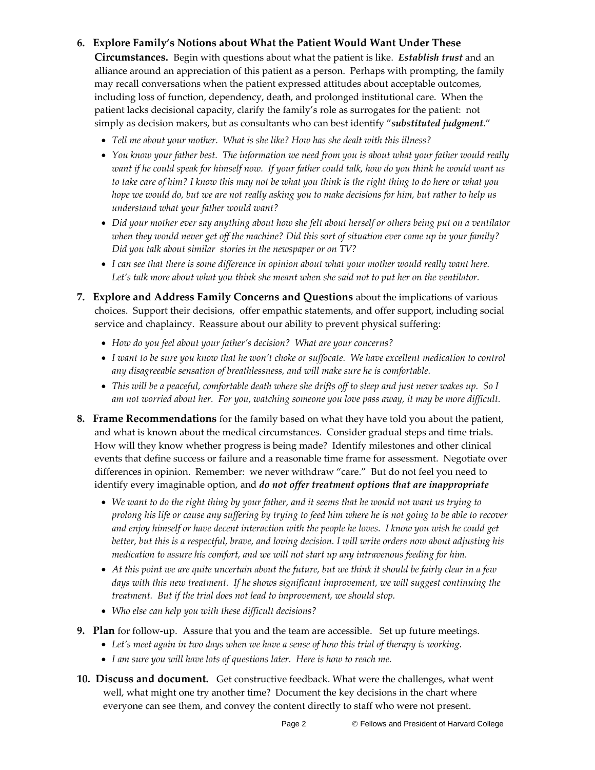6. **Explore Family's Notions about What the Patient Would Want Under These Circumstances.** Begin with questions about what the patient is like. ***Establish trust*** and an alliance around an appreciation of this patient as a person. Perhaps with prompting, the family may recall conversations when the patient expressed attitudes about acceptable outcomes, including loss of function, dependency, death, and prolonged institutional care. When the patient lacks decisional capacity, clarify the family's role as surrogates for the patient: not simply as decision makers, but as consultants who can best identify "***substituted judgment***."
   - *Tell me about your mother. What is she like? How has she dealt with this illness?*
   - *You know your father best. The information we need from you is about what your father would really want if he could speak for himself now. If your father could talk, how do you think he would want us to take care of him? I know this may not be what you think is the right thing to do here or what you hope we would do, but we are not really asking you to make decisions for him, but rather to help us understand what your father would want?*
   - *Did your mother ever say anything about how she felt about herself or others being put on a ventilator when they would never get off the machine? Did this sort of situation ever come up in your family? Did you talk about similar stories in the newspaper or on TV?*
   - *I can see that there is some difference in opinion about what your mother would really want here. Let's talk more about what you think she meant when she said not to put her on the ventilator.*

7. **Explore and Address Family Concerns and Questions** about the implications of various choices. Support their decisions, offer empathic statements, and offer support, including social service and chaplaincy. Reassure about our ability to prevent physical suffering:
   - *How do you feel about your father's decision? What are your concerns?*
   - *I want to be sure you know that he won't choke or suffocate. We have excellent medication to control any disagreeable sensation of breathlessness, and will make sure he is comfortable.*
   - *This will be a peaceful, comfortable death where she drifts off to sleep and just never wakes up. So I am not worried about her. For you, watching someone you love pass away, it may be more difficult.*

8. **Frame Recommendations** for the family based on what they have told you about the patient, and what is known about the medical circumstances. Consider gradual steps and time trials. How will they know whether progress is being made? Identify milestones and other clinical events that define success or failure and a reasonable time frame for assessment. Negotiate over differences in opinion. Remember: we never withdraw "care." But do not feel you need to identify every imaginable option, and ***do not offer treatment options that are inappropriate***
   - *We want to do the right thing by your father, and it seems that he would not want us trying to prolong his life or cause any suffering by trying to feed him where he is not going to be able to recover and enjoy himself or have decent interaction with the people he loves. I know you wish he could get better, but this is a respectful, brave, and loving decision. I will write orders now about adjusting his medication to assure his comfort, and we will not start up any intravenous feeding for him.*
   - *At this point we are quite uncertain about the future, but we think it should be fairly clear in a few days with this new treatment. If he shows significant improvement, we will suggest continuing the treatment. But if the trial does not lead to improvement, we should stop.*
   - *Who else can help you with these difficult decisions?*

9. **Plan** for follow-up. Assure that you and the team are accessible. Set up future meetings.
   - *Let's meet again in two days when we have a sense of how this trial of therapy is working.*
   - *I am sure you will have lots of questions later. Here is how to reach me.*

10. **Discuss and document.** Get constructive feedback. What were the challenges, what went well, what might one try another time? Document the key decisions in the chart where everyone can see them, and convey the content directly to staff who were not present.

© Fellows and President of Harvard College